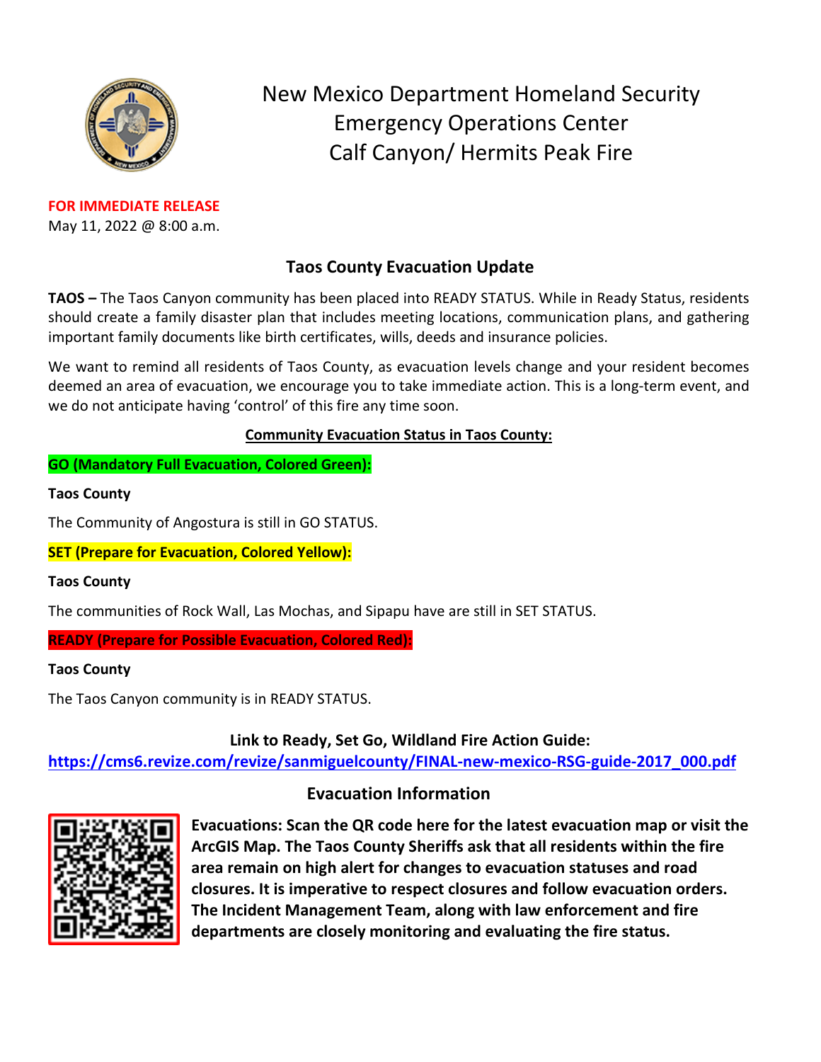# New Mexico Department Homeland Security
# Emergency Operations Center
# Calf Canyon/ Hermits Peak Fire

**FOR IMMEDIATE RELEASE**
May 11, 2022 @ 8:00 a.m.

## Taos County Evacuation Update

**TAOS –** The Taos Canyon community has been placed into READY STATUS. While in Ready Status, residents should create a family disaster plan that includes meeting locations, communication plans, and gathering important family documents like birth certificates, wills, deeds and insurance policies.

We want to remind all residents of Taos County, as evacuation levels change and your resident becomes deemed an area of evacuation, we encourage you to take immediate action. This is a long-term event, and we do not anticipate having 'control' of this fire any time soon.

**Community Evacuation Status in Taos County:**

**GO (Mandatory Full Evacuation, Colored Green):**

**Taos County**

The Community of Angostura is still in GO STATUS.

**SET (Prepare for Evacuation, Colored Yellow):**

**Taos County**

The communities of Rock Wall, Las Mochas, and Sipapu have are still in SET STATUS.

**READY (Prepare for Possible Evacuation, Colored Red):**

**Taos County**

The Taos Canyon community is in READY STATUS.

**Link to Ready, Set Go, Wildland Fire Action Guide:**
https://cms6.revize.com/revize/sanmiguelcounty/FINAL-new-mexico-RSG-guide-2017_000.pdf

## Evacuation Information

**Evacuations: Scan the QR code here for the latest evacuation map or visit the ArcGIS Map. The Taos County Sheriffs ask that all residents within the fire area remain on high alert for changes to evacuation statuses and road closures. It is imperative to respect closures and follow evacuation orders. The Incident Management Team, along with law enforcement and fire departments are closely monitoring and evaluating the fire status.**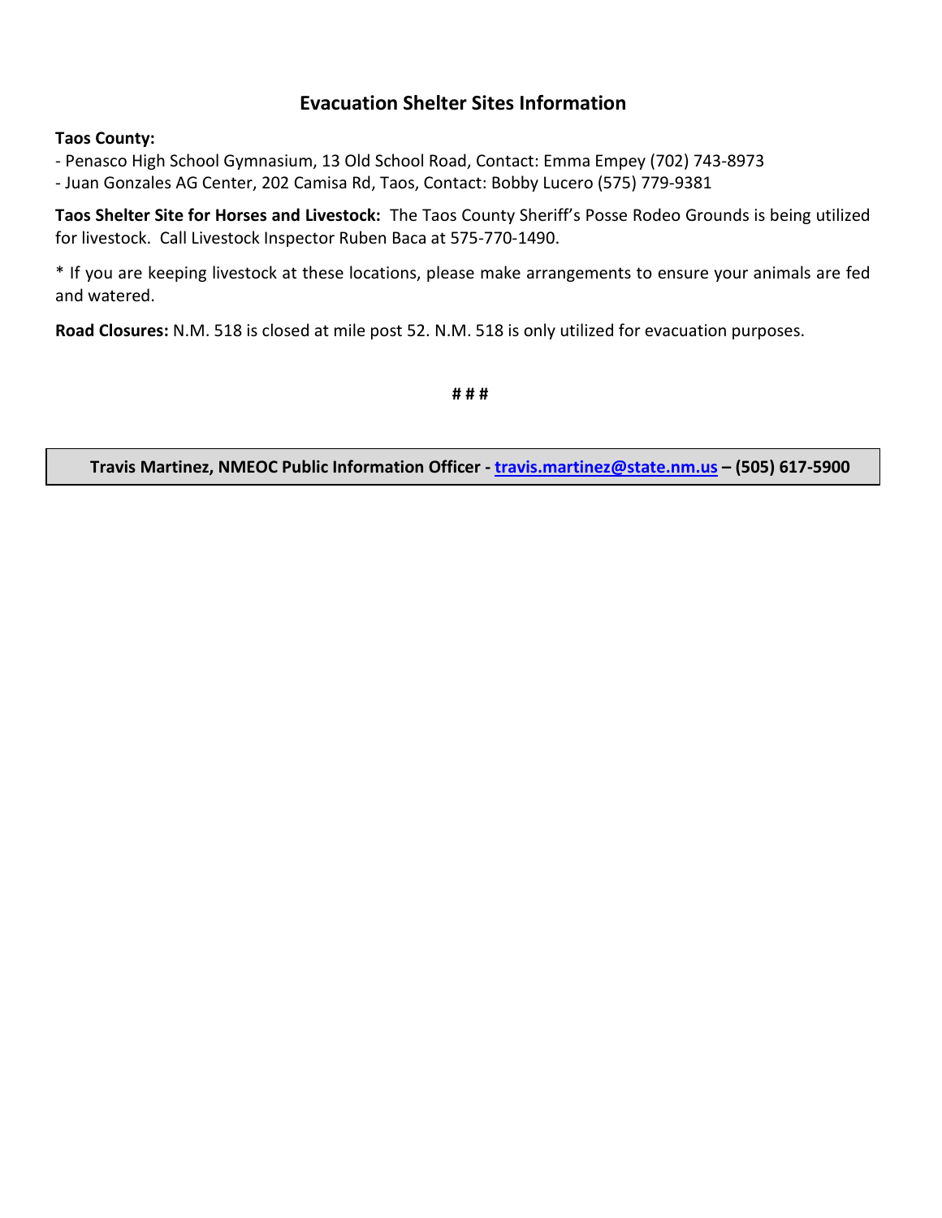## Evacuation Shelter Sites Information

**Taos County:**

- Penasco High School Gymnasium, 13 Old School Road, Contact: Emma Empey (702) 743-8973
- Juan Gonzales AG Center, 202 Camisa Rd, Taos, Contact: Bobby Lucero (575) 779-9381

**Taos Shelter Site for Horses and Livestock:** The Taos County Sheriff's Posse Rodeo Grounds is being utilized for livestock. Call Livestock Inspector Ruben Baca at 575-770-1490.

* If you are keeping livestock at these locations, please make arrangements to ensure your animals are fed and watered.

**Road Closures:** N.M. 518 is closed at mile post 52. N.M. 518 is only utilized for evacuation purposes.

# # #

**Travis Martinez, NMEOC Public Information Officer - travis.martinez@state.nm.us – (505) 617-5900**